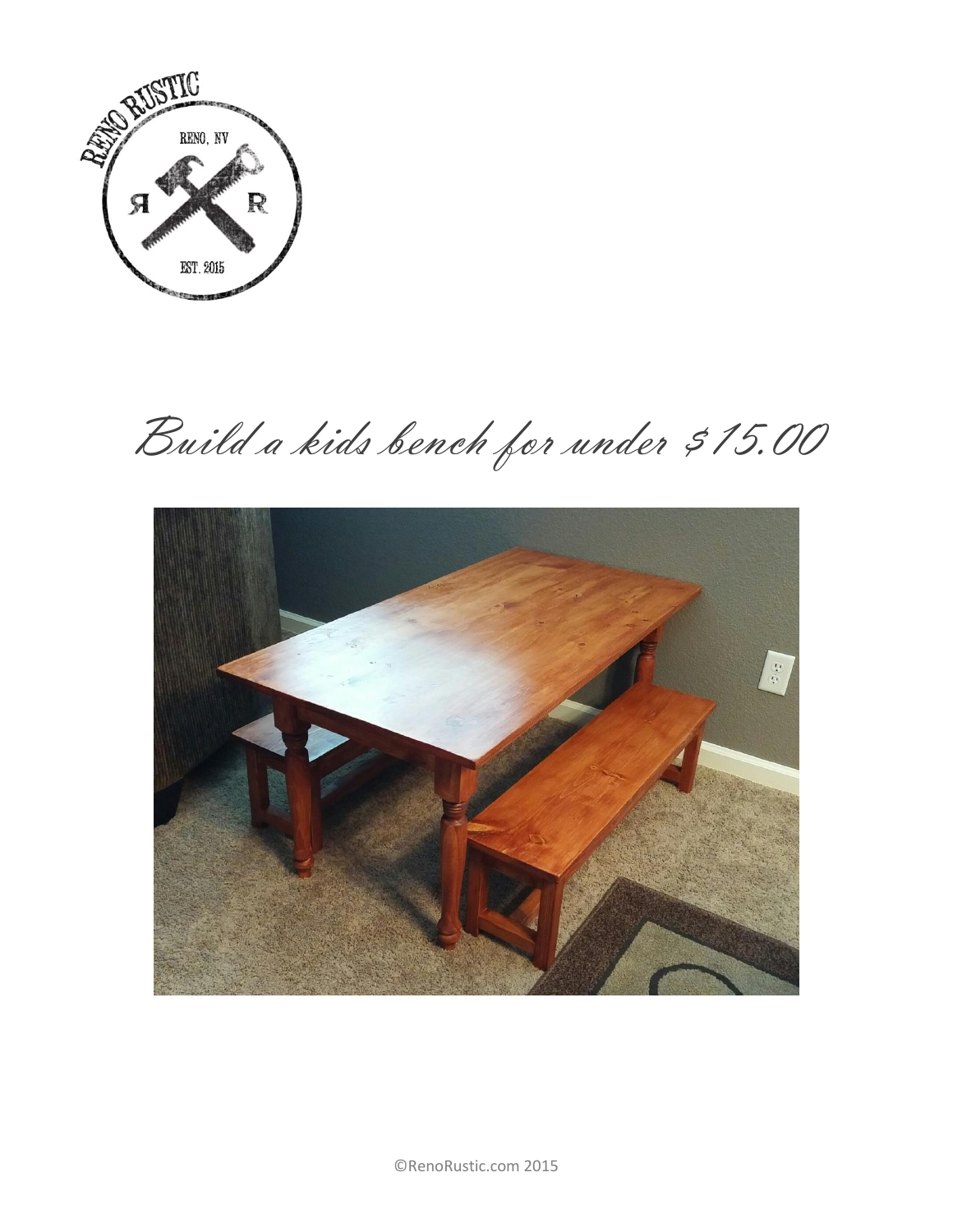# Build a kids bench for under $15.00

©RenoRustic.com 2015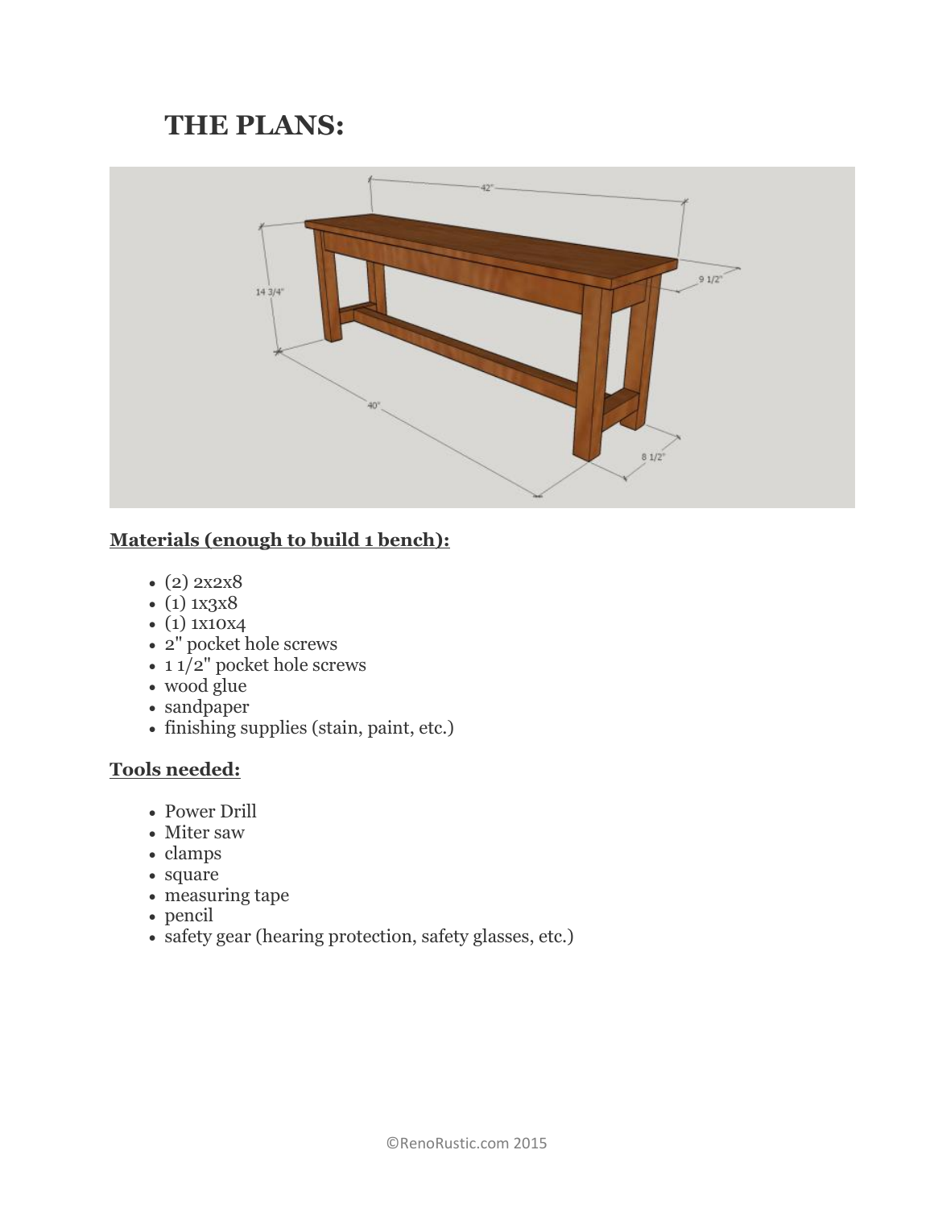# THE PLANS:

**Materials (enough to build 1 bench):**

- (2) 2x2x8
- (1) 1x3x8
- (1) 1x10x4
- 2" pocket hole screws
- 1 1/2" pocket hole screws
- wood glue
- sandpaper
- finishing supplies (stain, paint, etc.)

**Tools needed:**

- Power Drill
- Miter saw
- clamps
- square
- measuring tape
- pencil
- safety gear (hearing protection, safety glasses, etc.)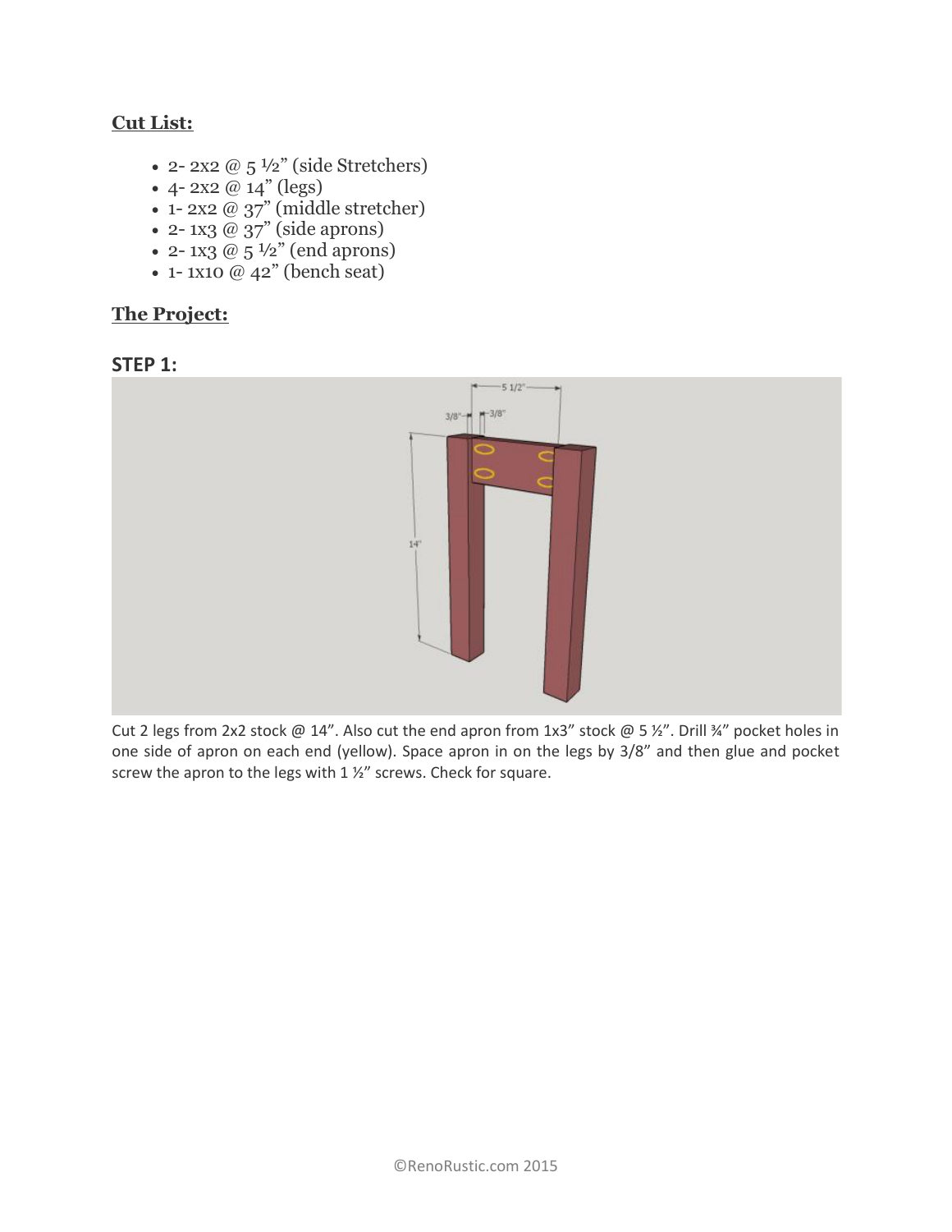**Cut List:**

- 2- 2x2 @ 5 ½" (side Stretchers)
- 4- 2x2 @ 14" (legs)
- 1- 2x2 @ 37" (middle stretcher)
- 2- 1x3 @ 37" (side aprons)
- 2- 1x3 @ 5 ½" (end aprons)
- 1- 1x10 @ 42" (bench seat)

**The Project:**

## STEP 1:

Cut 2 legs from 2x2 stock @ 14". Also cut the end apron from 1x3" stock @ 5 ½". Drill ¾" pocket holes in one side of apron on each end (yellow). Space apron in on the legs by 3/8" and then glue and pocket screw the apron to the legs with 1 ½" screws. Check for square.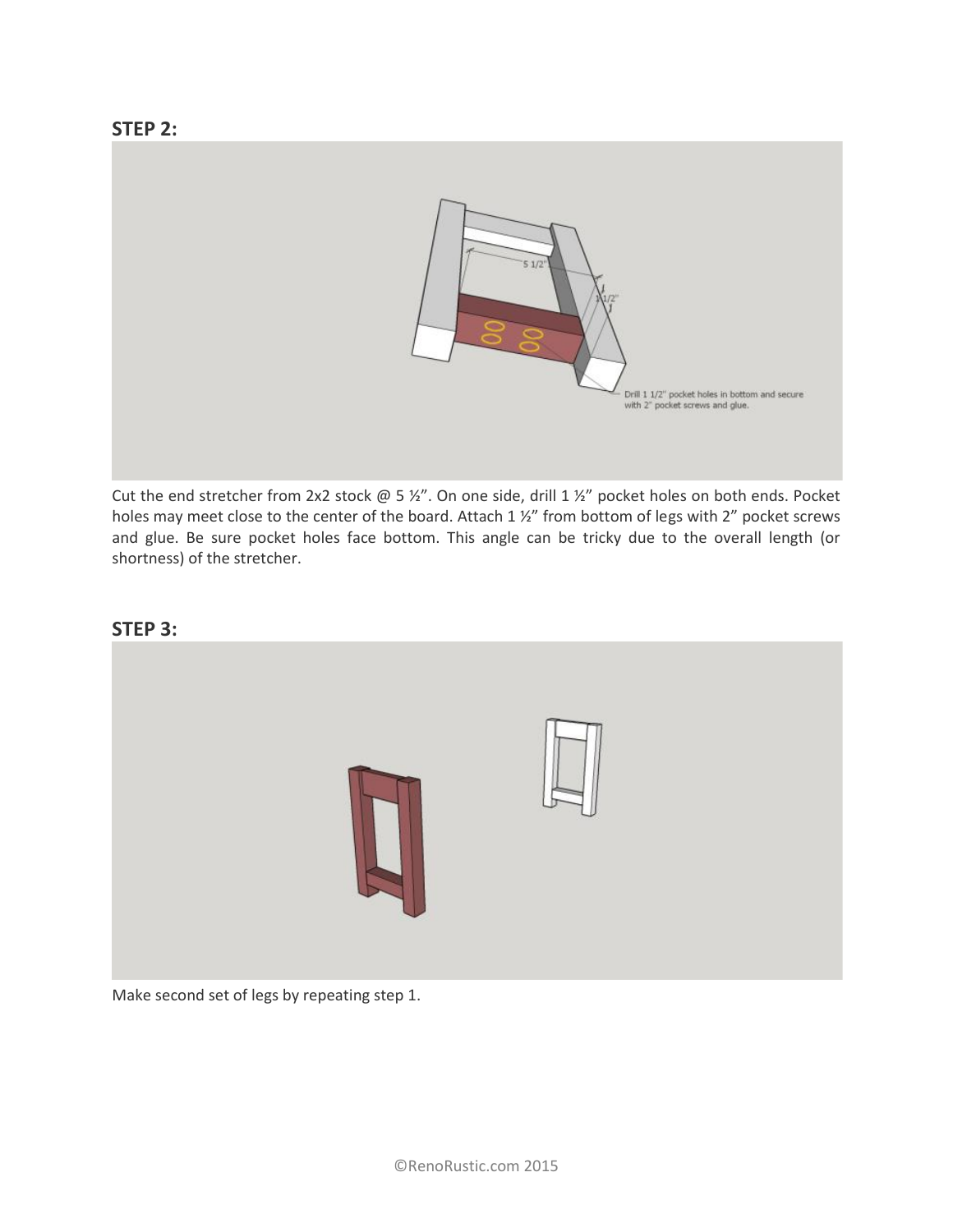## STEP 2:

Cut the end stretcher from 2x2 stock @ 5 ½". On one side, drill 1 ½" pocket holes on both ends. Pocket holes may meet close to the center of the board. Attach 1 ½" from bottom of legs with 2" pocket screws and glue. Be sure pocket holes face bottom. This angle can be tricky due to the overall length (or shortness) of the stretcher.

## STEP 3:

Make second set of legs by repeating step 1.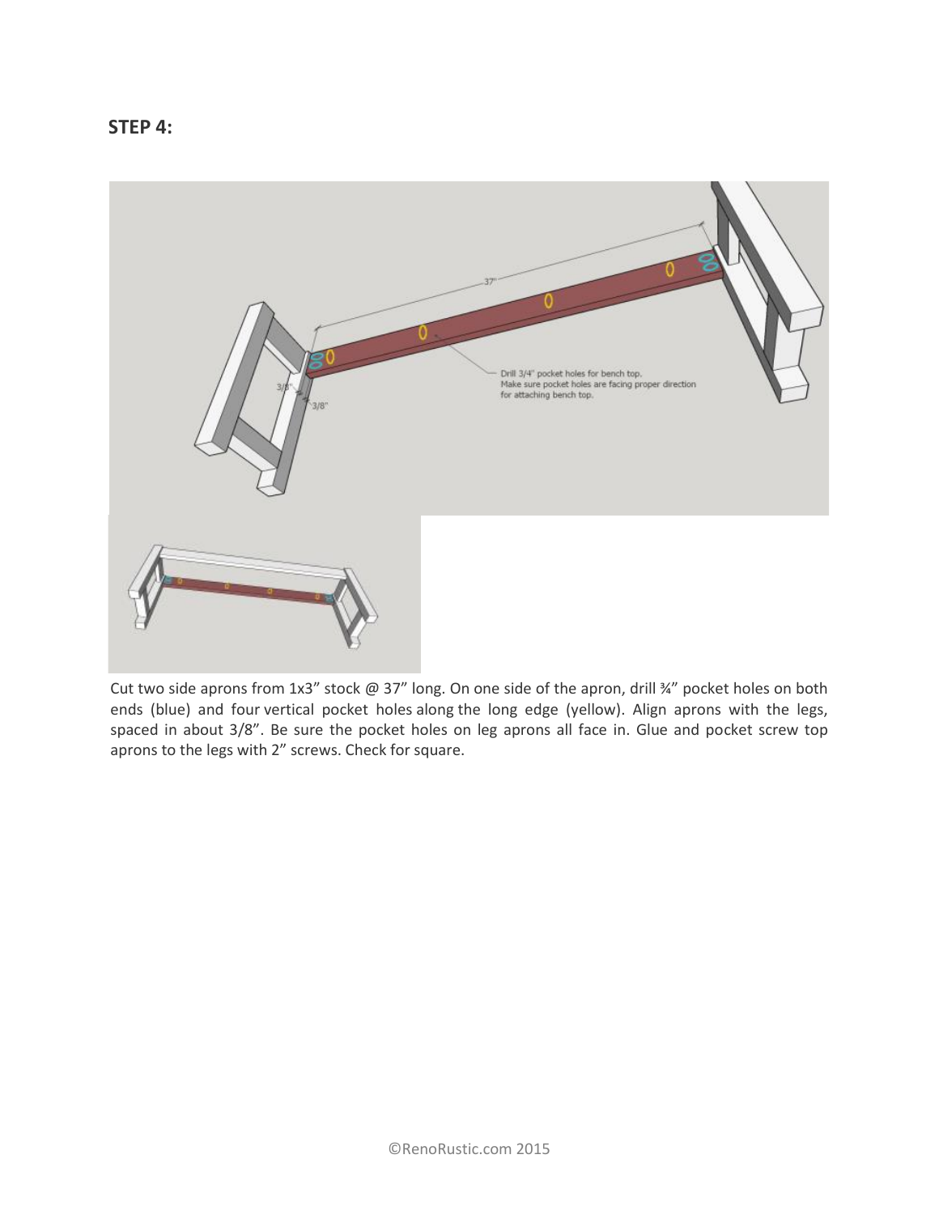## STEP 4:

Cut two side aprons from 1x3" stock @ 37" long. On one side of the apron, drill ¾" pocket holes on both ends (blue) and four vertical pocket holes along the long edge (yellow). Align aprons with the legs, spaced in about 3/8". Be sure the pocket holes on leg aprons all face in. Glue and pocket screw top aprons to the legs with 2" screws. Check for square.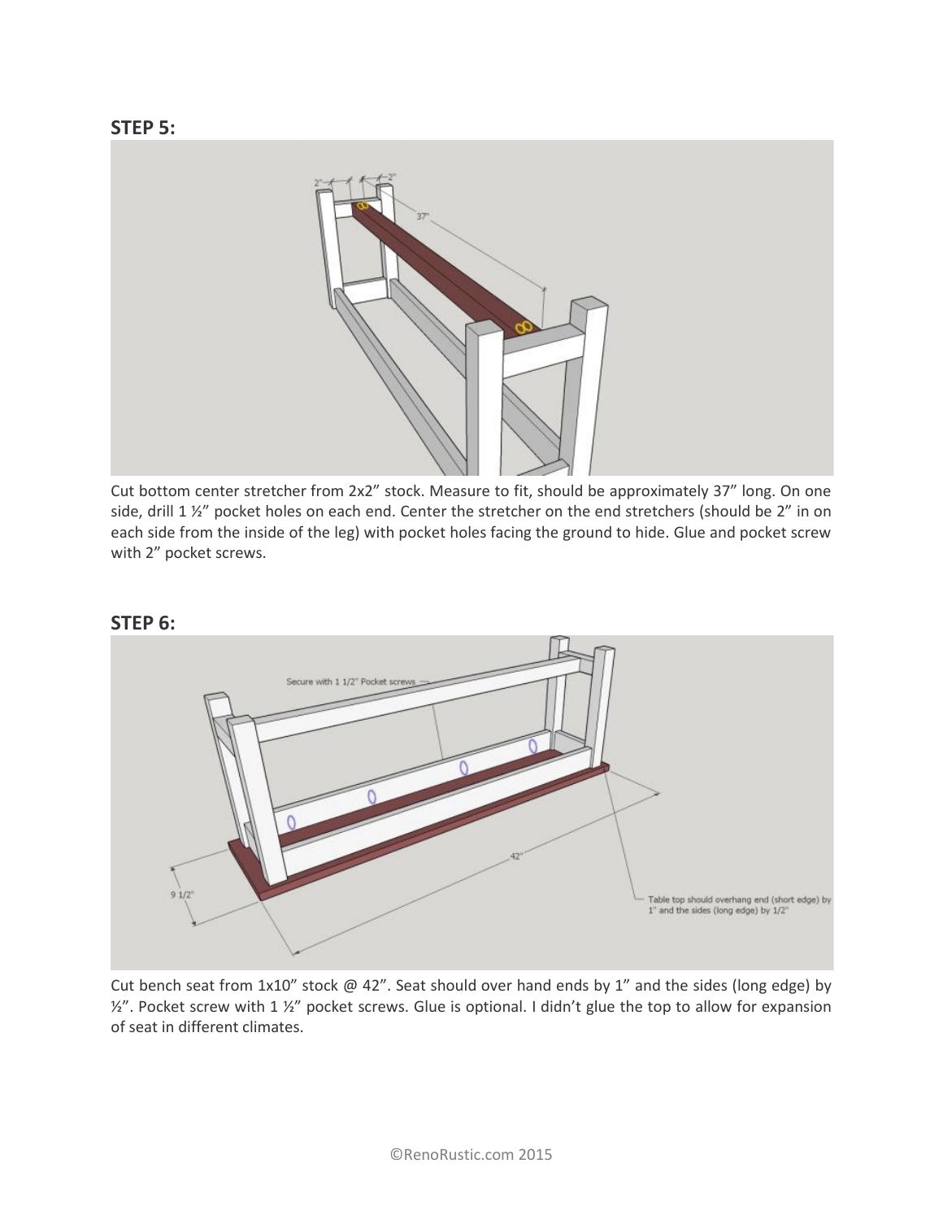## STEP 5:

Cut bottom center stretcher from 2x2" stock. Measure to fit, should be approximately 37" long. On one side, drill 1 ½" pocket holes on each end. Center the stretcher on the end stretchers (should be 2" in on each side from the inside of the leg) with pocket holes facing the ground to hide. Glue and pocket screw with 2" pocket screws.

## STEP 6:

Cut bench seat from 1x10" stock @ 42". Seat should over hand ends by 1" and the sides (long edge) by ½". Pocket screw with 1 ½" pocket screws. Glue is optional. I didn't glue the top to allow for expansion of seat in different climates.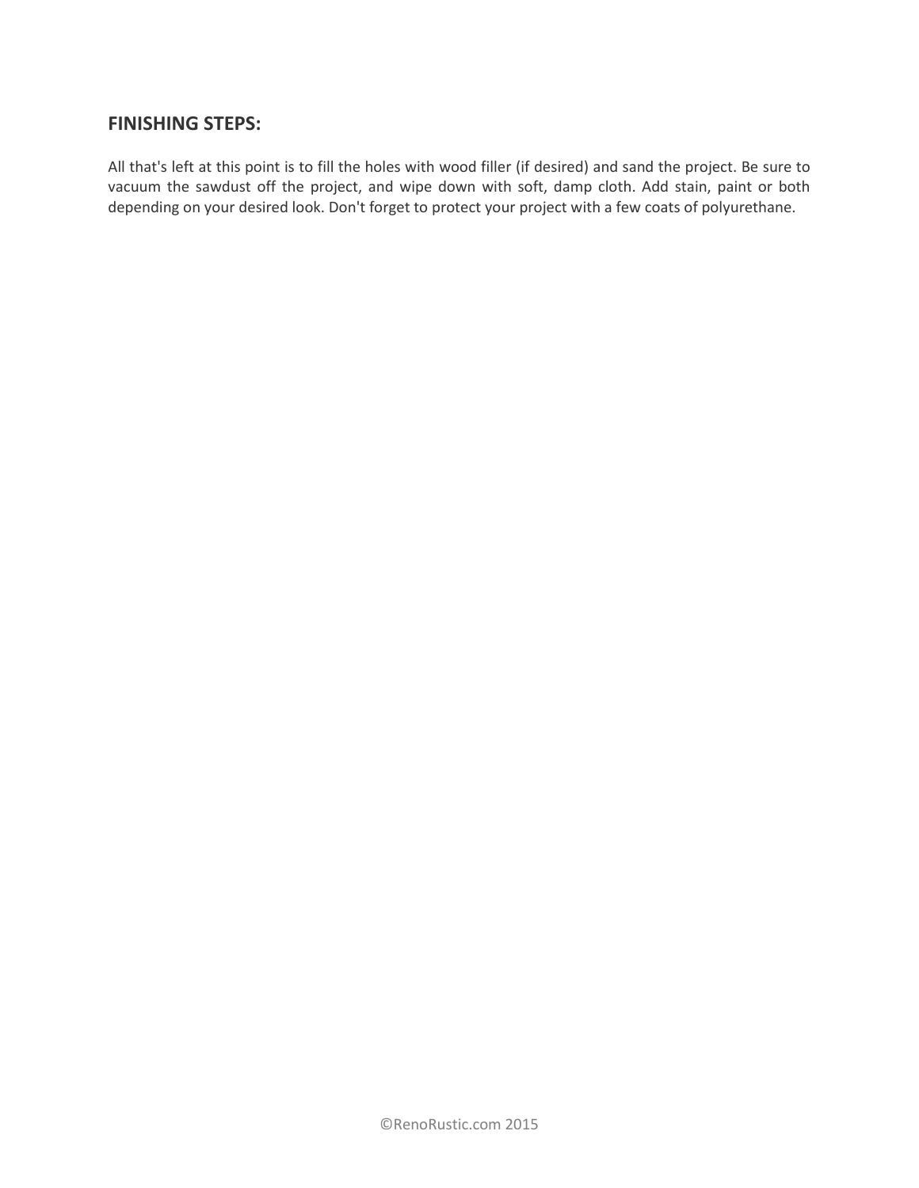## FINISHING STEPS:

All that's left at this point is to fill the holes with wood filler (if desired) and sand the project. Be sure to vacuum the sawdust off the project, and wipe down with soft, damp cloth. Add stain, paint or both depending on your desired look. Don't forget to protect your project with a few coats of polyurethane.

©RenoRustic.com 2015